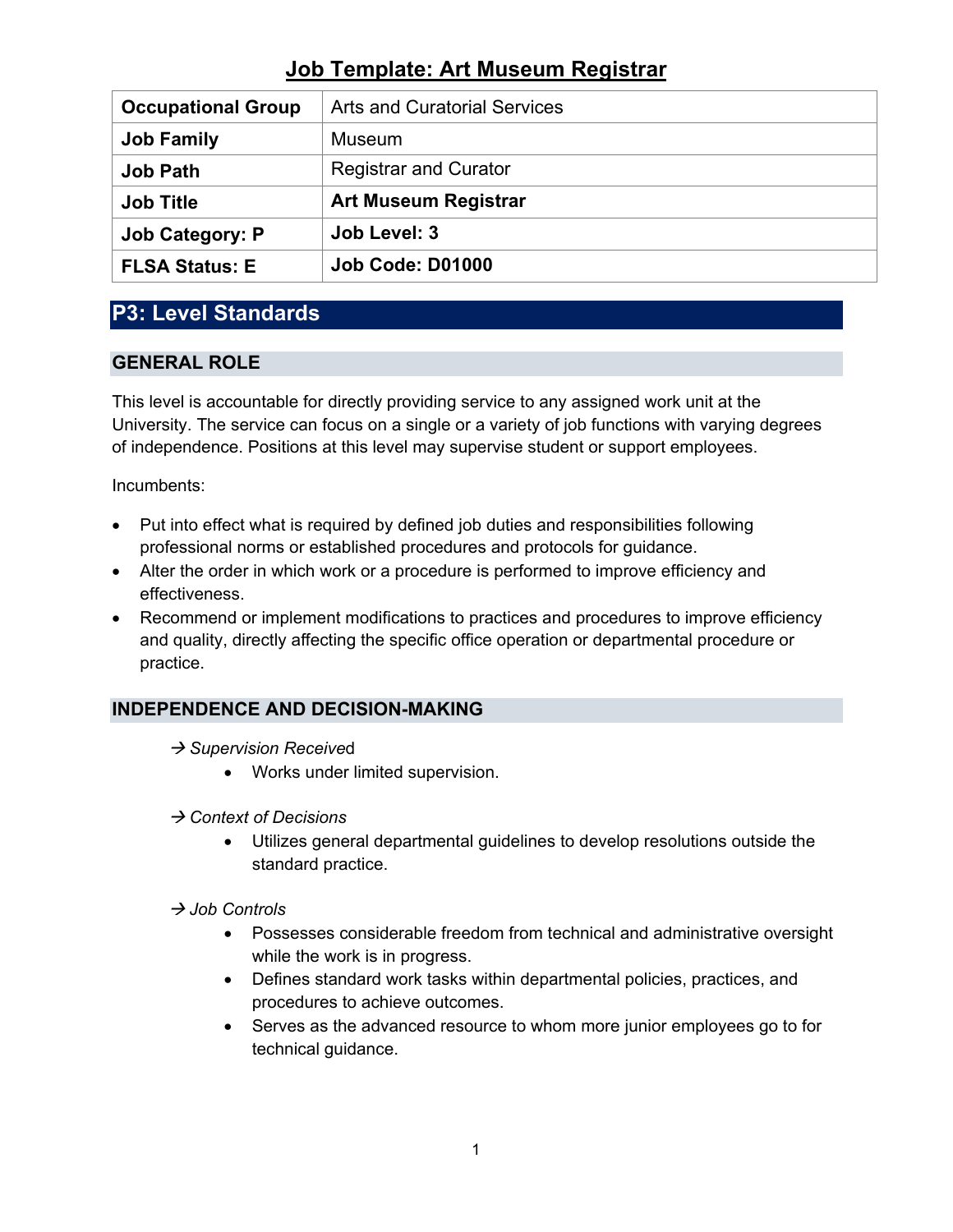# Job Template: Art Museum Registrar

| | |
|---|---|
| **Occupational Group** | Arts and Curatorial Services |
| **Job Family** | Museum |
| **Job Path** | Registrar and Curator |
| **Job Title** | **Art Museum Registrar** |
| **Job Category: P** | **Job Level: 3** |
| **FLSA Status: E** | **Job Code: D01000** |

## P3: Level Standards

### GENERAL ROLE

This level is accountable for directly providing service to any assigned work unit at the University. The service can focus on a single or a variety of job functions with varying degrees of independence. Positions at this level may supervise student or support employees.

Incumbents:

- Put into effect what is required by defined job duties and responsibilities following professional norms or established procedures and protocols for guidance.
- Alter the order in which work or a procedure is performed to improve efficiency and effectiveness.
- Recommend or implement modifications to practices and procedures to improve efficiency and quality, directly affecting the specific office operation or departmental procedure or practice.

### INDEPENDENCE AND DECISION-MAKING

→ *Supervision Received*

- Works under limited supervision.

→ *Context of Decisions*

- Utilizes general departmental guidelines to develop resolutions outside the standard practice.

→ *Job Controls*

- Possesses considerable freedom from technical and administrative oversight while the work is in progress.
- Defines standard work tasks within departmental policies, practices, and procedures to achieve outcomes.
- Serves as the advanced resource to whom more junior employees go to for technical guidance.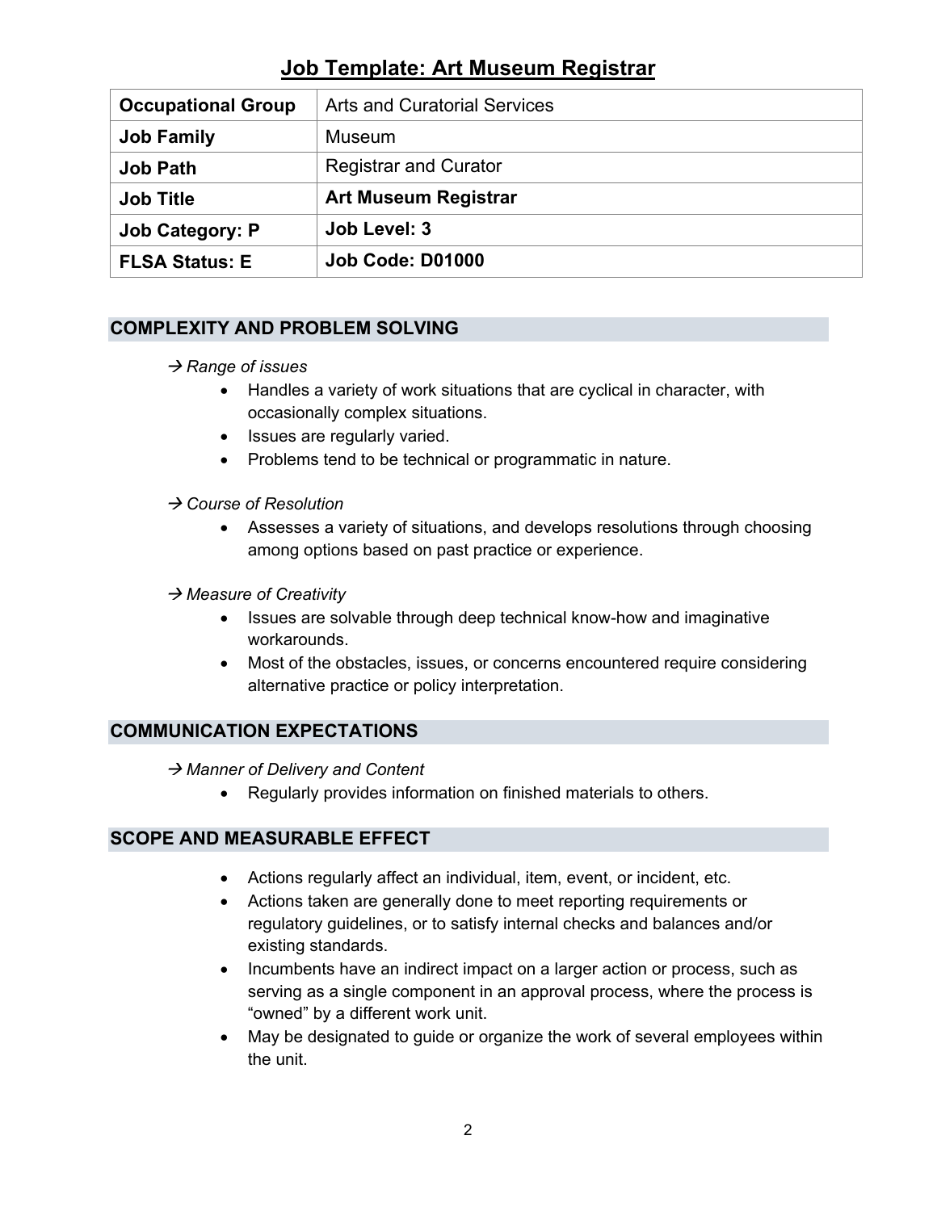# Job Template: Art Museum Registrar

| **Occupational Group** | Arts and Curatorial Services |
|---|---|
| **Job Family** | Museum |
| **Job Path** | Registrar and Curator |
| **Job Title** | **Art Museum Registrar** |
| **Job Category: P** | **Job Level: 3** |
| **FLSA Status: E** | **Job Code: D01000** |

## COMPLEXITY AND PROBLEM SOLVING

→ *Range of issues*

- Handles a variety of work situations that are cyclical in character, with occasionally complex situations.
- Issues are regularly varied.
- Problems tend to be technical or programmatic in nature.

→ *Course of Resolution*

- Assesses a variety of situations, and develops resolutions through choosing among options based on past practice or experience.

→ *Measure of Creativity*

- Issues are solvable through deep technical know-how and imaginative workarounds.
- Most of the obstacles, issues, or concerns encountered require considering alternative practice or policy interpretation.

## COMMUNICATION EXPECTATIONS

→ *Manner of Delivery and Content*

- Regularly provides information on finished materials to others.

## SCOPE AND MEASURABLE EFFECT

- Actions regularly affect an individual, item, event, or incident, etc.
- Actions taken are generally done to meet reporting requirements or regulatory guidelines, or to satisfy internal checks and balances and/or existing standards.
- Incumbents have an indirect impact on a larger action or process, such as serving as a single component in an approval process, where the process is "owned" by a different work unit.
- May be designated to guide or organize the work of several employees within the unit.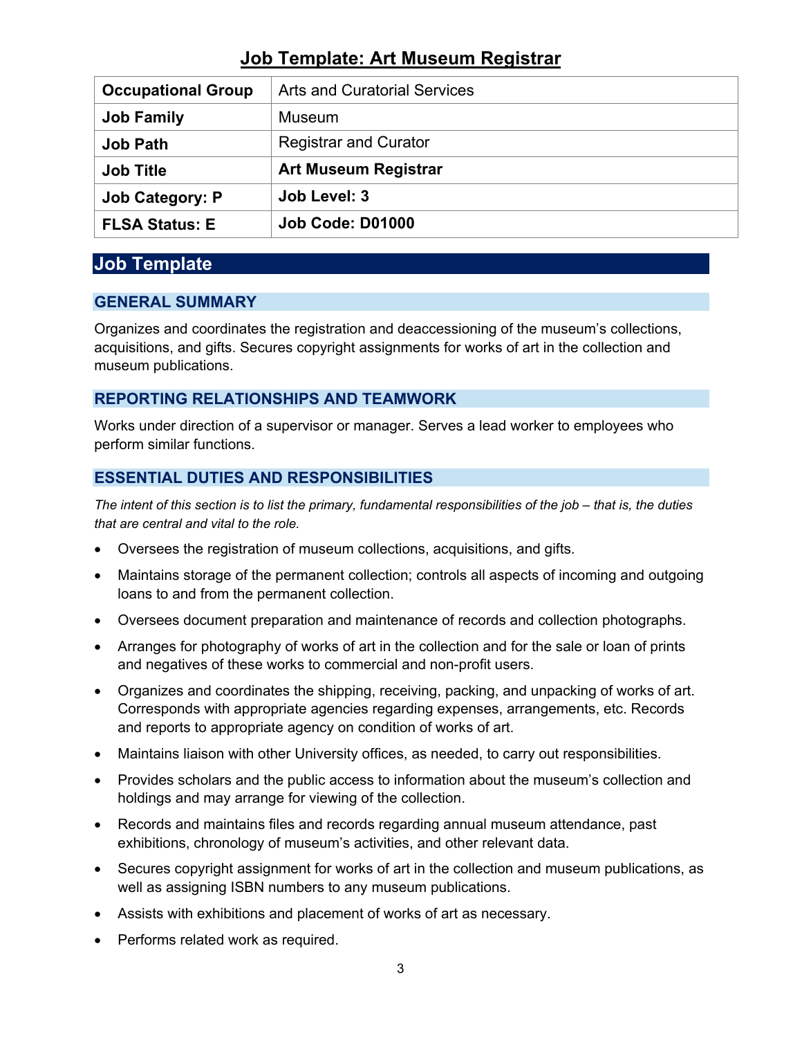# Job Template: Art Museum Registrar

| Occupational Group | Arts and Curatorial Services |
|---|---|
| Job Family | Museum |
| Job Path | Registrar and Curator |
| Job Title | **Art Museum Registrar** |
| **Job Category: P** | **Job Level: 3** |
| **FLSA Status: E** | **Job Code: D01000** |

## Job Template

### GENERAL SUMMARY

Organizes and coordinates the registration and deaccessioning of the museum's collections, acquisitions, and gifts. Secures copyright assignments for works of art in the collection and museum publications.

### REPORTING RELATIONSHIPS AND TEAMWORK

Works under direction of a supervisor or manager. Serves a lead worker to employees who perform similar functions.

### ESSENTIAL DUTIES AND RESPONSIBILITIES

*The intent of this section is to list the primary, fundamental responsibilities of the job – that is, the duties that are central and vital to the role.*

- Oversees the registration of museum collections, acquisitions, and gifts.
- Maintains storage of the permanent collection; controls all aspects of incoming and outgoing loans to and from the permanent collection.
- Oversees document preparation and maintenance of records and collection photographs.
- Arranges for photography of works of art in the collection and for the sale or loan of prints and negatives of these works to commercial and non-profit users.
- Organizes and coordinates the shipping, receiving, packing, and unpacking of works of art. Corresponds with appropriate agencies regarding expenses, arrangements, etc. Records and reports to appropriate agency on condition of works of art.
- Maintains liaison with other University offices, as needed, to carry out responsibilities.
- Provides scholars and the public access to information about the museum's collection and holdings and may arrange for viewing of the collection.
- Records and maintains files and records regarding annual museum attendance, past exhibitions, chronology of museum's activities, and other relevant data.
- Secures copyright assignment for works of art in the collection and museum publications, as well as assigning ISBN numbers to any museum publications.
- Assists with exhibitions and placement of works of art as necessary.
- Performs related work as required.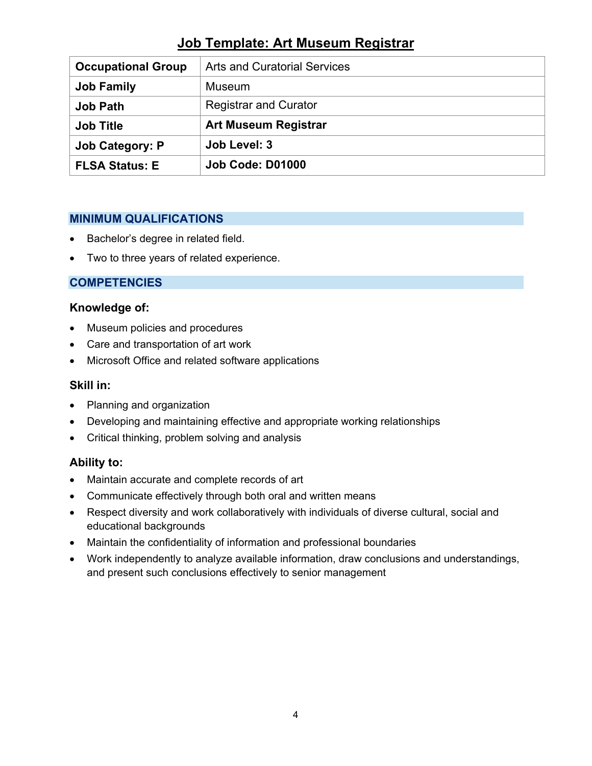# Job Template: Art Museum Registrar

| | |
|---|---|
| **Occupational Group** | Arts and Curatorial Services |
| **Job Family** | Museum |
| **Job Path** | Registrar and Curator |
| **Job Title** | **Art Museum Registrar** |
| **Job Category: P** | **Job Level: 3** |
| **FLSA Status: E** | **Job Code: D01000** |

## MINIMUM QUALIFICATIONS

- Bachelor's degree in related field.
- Two to three years of related experience.

## COMPETENCIES

### Knowledge of:

- Museum policies and procedures
- Care and transportation of art work
- Microsoft Office and related software applications

### Skill in:

- Planning and organization
- Developing and maintaining effective and appropriate working relationships
- Critical thinking, problem solving and analysis

### Ability to:

- Maintain accurate and complete records of art
- Communicate effectively through both oral and written means
- Respect diversity and work collaboratively with individuals of diverse cultural, social and educational backgrounds
- Maintain the confidentiality of information and professional boundaries
- Work independently to analyze available information, draw conclusions and understandings, and present such conclusions effectively to senior management